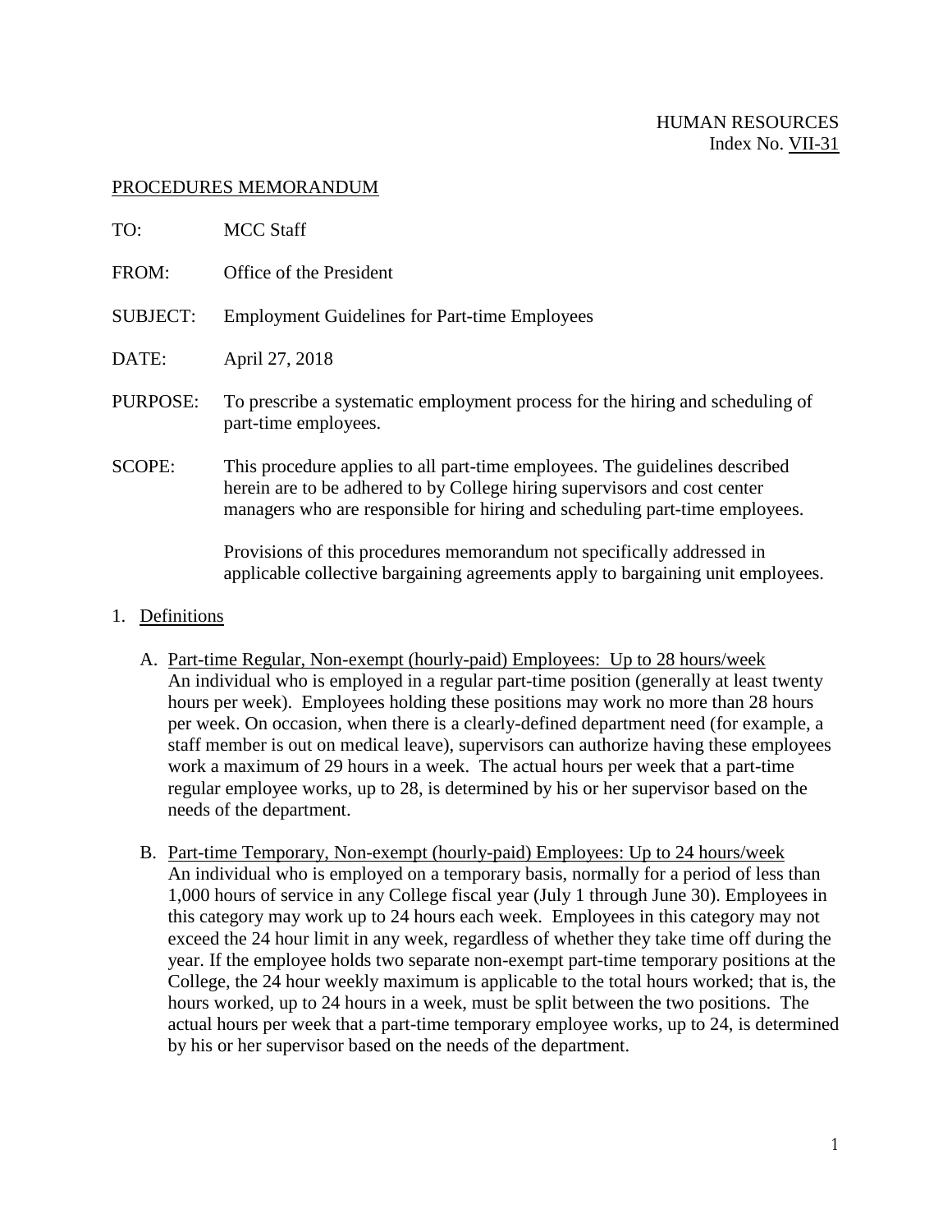HUMAN RESOURCES
Index No. VII-31

PROCEDURES MEMORANDUM

TO: MCC Staff

FROM: Office of the President

SUBJECT: Employment Guidelines for Part-time Employees

DATE: April 27, 2018

PURPOSE: To prescribe a systematic employment process for the hiring and scheduling of part-time employees.

SCOPE: This procedure applies to all part-time employees. The guidelines described herein are to be adhered to by College hiring supervisors and cost center managers who are responsible for hiring and scheduling part-time employees.

Provisions of this procedures memorandum not specifically addressed in applicable collective bargaining agreements apply to bargaining unit employees.

## 1. Definitions

A. Part-time Regular, Non-exempt (hourly-paid) Employees: Up to 28 hours/week
An individual who is employed in a regular part-time position (generally at least twenty hours per week). Employees holding these positions may work no more than 28 hours per week. On occasion, when there is a clearly-defined department need (for example, a staff member is out on medical leave), supervisors can authorize having these employees work a maximum of 29 hours in a week. The actual hours per week that a part-time regular employee works, up to 28, is determined by his or her supervisor based on the needs of the department.

B. Part-time Temporary, Non-exempt (hourly-paid) Employees: Up to 24 hours/week
An individual who is employed on a temporary basis, normally for a period of less than 1,000 hours of service in any College fiscal year (July 1 through June 30). Employees in this category may work up to 24 hours each week. Employees in this category may not exceed the 24 hour limit in any week, regardless of whether they take time off during the year. If the employee holds two separate non-exempt part-time temporary positions at the College, the 24 hour weekly maximum is applicable to the total hours worked; that is, the hours worked, up to 24 hours in a week, must be split between the two positions. The actual hours per week that a part-time temporary employee works, up to 24, is determined by his or her supervisor based on the needs of the department.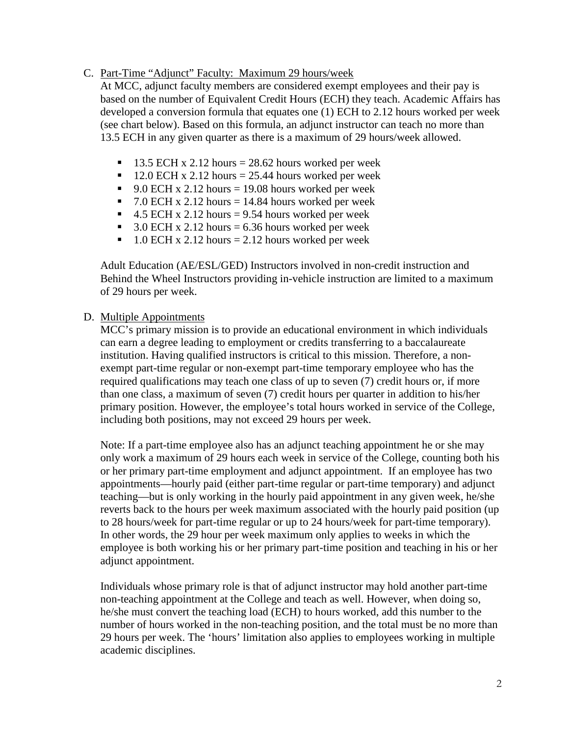C. Part-Time "Adjunct" Faculty: Maximum 29 hours/week

At MCC, adjunct faculty members are considered exempt employees and their pay is based on the number of Equivalent Credit Hours (ECH) they teach. Academic Affairs has developed a conversion formula that equates one (1) ECH to 2.12 hours worked per week (see chart below). Based on this formula, an adjunct instructor can teach no more than 13.5 ECH in any given quarter as there is a maximum of 29 hours/week allowed.

- 13.5 ECH x 2.12 hours = 28.62 hours worked per week
- 12.0 ECH x 2.12 hours = 25.44 hours worked per week
- 9.0 ECH x 2.12 hours = 19.08 hours worked per week
- 7.0 ECH x 2.12 hours = 14.84 hours worked per week
- 4.5 ECH x 2.12 hours = 9.54 hours worked per week
- 3.0 ECH x 2.12 hours = 6.36 hours worked per week
- 1.0 ECH x 2.12 hours = 2.12 hours worked per week

Adult Education (AE/ESL/GED) Instructors involved in non-credit instruction and Behind the Wheel Instructors providing in-vehicle instruction are limited to a maximum of 29 hours per week.

D. Multiple Appointments

MCC's primary mission is to provide an educational environment in which individuals can earn a degree leading to employment or credits transferring to a baccalaureate institution. Having qualified instructors is critical to this mission. Therefore, a non-exempt part-time regular or non-exempt part-time temporary employee who has the required qualifications may teach one class of up to seven (7) credit hours or, if more than one class, a maximum of seven (7) credit hours per quarter in addition to his/her primary position. However, the employee's total hours worked in service of the College, including both positions, may not exceed 29 hours per week.

Note: If a part-time employee also has an adjunct teaching appointment he or she may only work a maximum of 29 hours each week in service of the College, counting both his or her primary part-time employment and adjunct appointment. If an employee has two appointments—hourly paid (either part-time regular or part-time temporary) and adjunct teaching—but is only working in the hourly paid appointment in any given week, he/she reverts back to the hours per week maximum associated with the hourly paid position (up to 28 hours/week for part-time regular or up to 24 hours/week for part-time temporary). In other words, the 29 hour per week maximum only applies to weeks in which the employee is both working his or her primary part-time position and teaching in his or her adjunct appointment.

Individuals whose primary role is that of adjunct instructor may hold another part-time non-teaching appointment at the College and teach as well. However, when doing so, he/she must convert the teaching load (ECH) to hours worked, add this number to the number of hours worked in the non-teaching position, and the total must be no more than 29 hours per week. The 'hours' limitation also applies to employees working in multiple academic disciplines.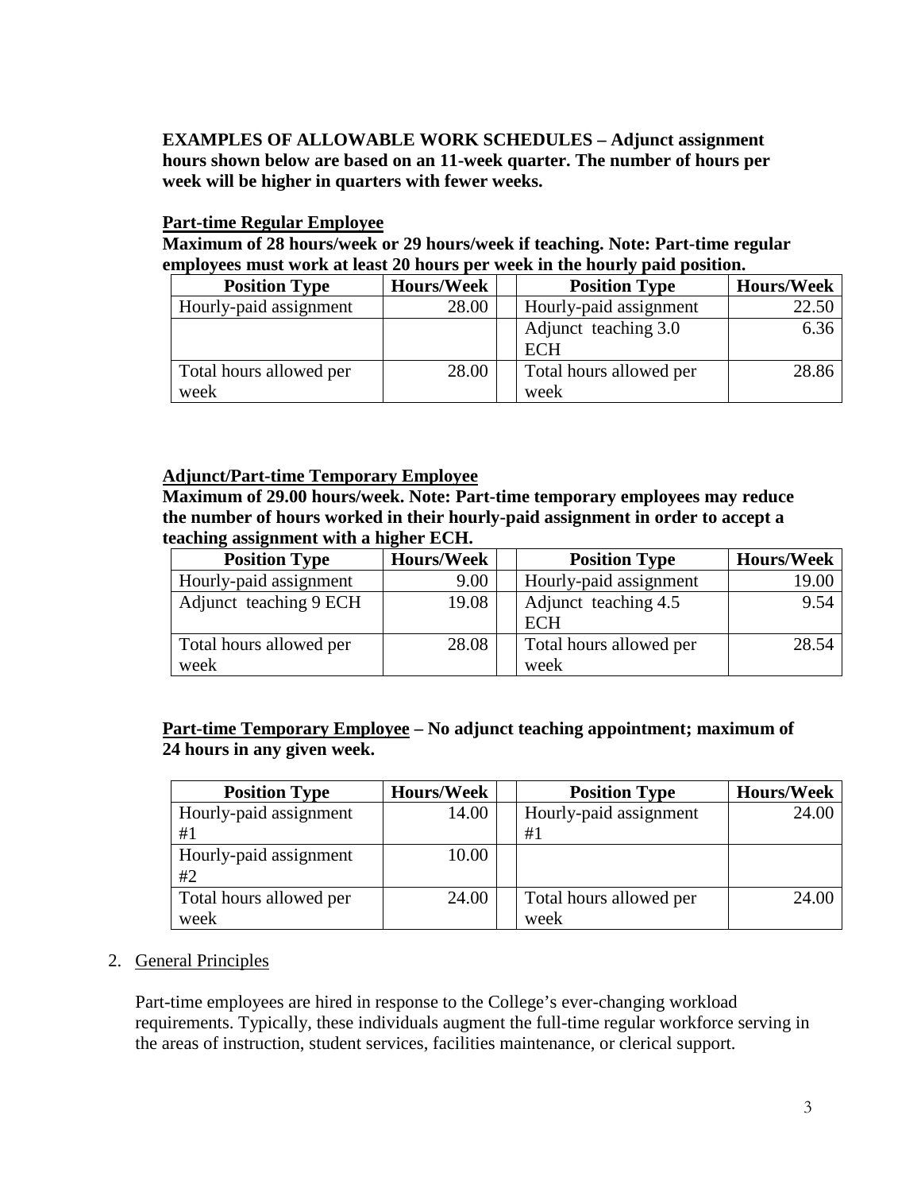**EXAMPLES OF ALLOWABLE WORK SCHEDULES – Adjunct assignment hours shown below are based on an 11-week quarter. The number of hours per week will be higher in quarters with fewer weeks.**

**Part-time Regular Employee**

**Maximum of 28 hours/week or 29 hours/week if teaching. Note: Part-time regular employees must work at least 20 hours per week in the hourly paid position.**

| Position Type | Hours/Week | | Position Type | Hours/Week |
|---|---|---|---|---|
| Hourly-paid assignment | 28.00 | | Hourly-paid assignment | 22.50 |
| | | | Adjunct teaching 3.0 ECH | 6.36 |
| Total hours allowed per week | 28.00 | | Total hours allowed per week | 28.86 |

**Adjunct/Part-time Temporary Employee**

**Maximum of 29.00 hours/week. Note: Part-time temporary employees may reduce the number of hours worked in their hourly-paid assignment in order to accept a teaching assignment with a higher ECH.**

| Position Type | Hours/Week | | Position Type | Hours/Week |
|---|---|---|---|---|
| Hourly-paid assignment | 9.00 | | Hourly-paid assignment | 19.00 |
| Adjunct teaching 9 ECH | 19.08 | | Adjunct teaching 4.5 ECH | 9.54 |
| Total hours allowed per week | 28.08 | | Total hours allowed per week | 28.54 |

**Part-time Temporary Employee – No adjunct teaching appointment; maximum of 24 hours in any given week.**

| Position Type | Hours/Week | | Position Type | Hours/Week |
|---|---|---|---|---|
| Hourly-paid assignment #1 | 14.00 | | Hourly-paid assignment #1 | 24.00 |
| Hourly-paid assignment #2 | 10.00 | | | |
| Total hours allowed per week | 24.00 | | Total hours allowed per week | 24.00 |

2. General Principles

   Part-time employees are hired in response to the College's ever-changing workload requirements. Typically, these individuals augment the full-time regular workforce serving in the areas of instruction, student services, facilities maintenance, or clerical support.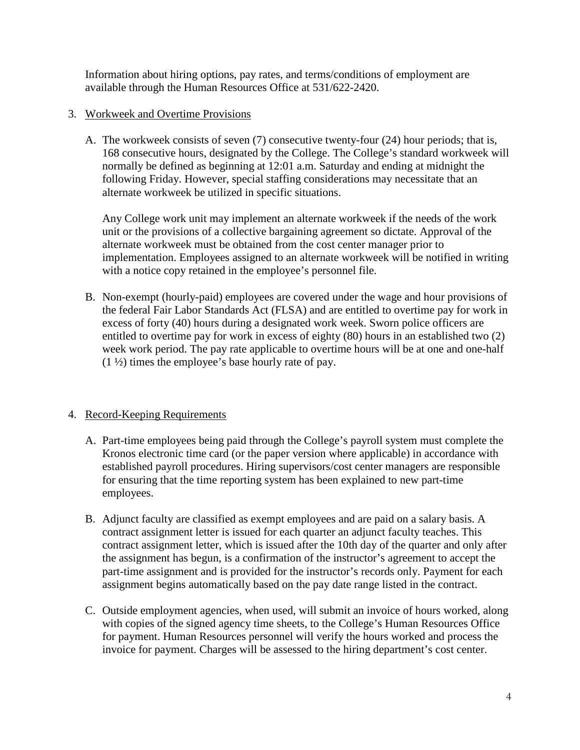Information about hiring options, pay rates, and terms/conditions of employment are available through the Human Resources Office at 531/622-2420.

3. <u>Workweek and Overtime Provisions</u>

   A. The workweek consists of seven (7) consecutive twenty-four (24) hour periods; that is, 168 consecutive hours, designated by the College. The College's standard workweek will normally be defined as beginning at 12:01 a.m. Saturday and ending at midnight the following Friday. However, special staffing considerations may necessitate that an alternate workweek be utilized in specific situations.

      Any College work unit may implement an alternate workweek if the needs of the work unit or the provisions of a collective bargaining agreement so dictate. Approval of the alternate workweek must be obtained from the cost center manager prior to implementation. Employees assigned to an alternate workweek will be notified in writing with a notice copy retained in the employee's personnel file.

   B. Non-exempt (hourly-paid) employees are covered under the wage and hour provisions of the federal Fair Labor Standards Act (FLSA) and are entitled to overtime pay for work in excess of forty (40) hours during a designated work week. Sworn police officers are entitled to overtime pay for work in excess of eighty (80) hours in an established two (2) week work period. The pay rate applicable to overtime hours will be at one and one-half (1 ½) times the employee's base hourly rate of pay.

4. <u>Record-Keeping Requirements</u>

   A. Part-time employees being paid through the College's payroll system must complete the Kronos electronic time card (or the paper version where applicable) in accordance with established payroll procedures. Hiring supervisors/cost center managers are responsible for ensuring that the time reporting system has been explained to new part-time employees.

   B. Adjunct faculty are classified as exempt employees and are paid on a salary basis. A contract assignment letter is issued for each quarter an adjunct faculty teaches. This contract assignment letter, which is issued after the 10th day of the quarter and only after the assignment has begun, is a confirmation of the instructor's agreement to accept the part-time assignment and is provided for the instructor's records only. Payment for each assignment begins automatically based on the pay date range listed in the contract.

   C. Outside employment agencies, when used, will submit an invoice of hours worked, along with copies of the signed agency time sheets, to the College's Human Resources Office for payment. Human Resources personnel will verify the hours worked and process the invoice for payment. Charges will be assessed to the hiring department's cost center.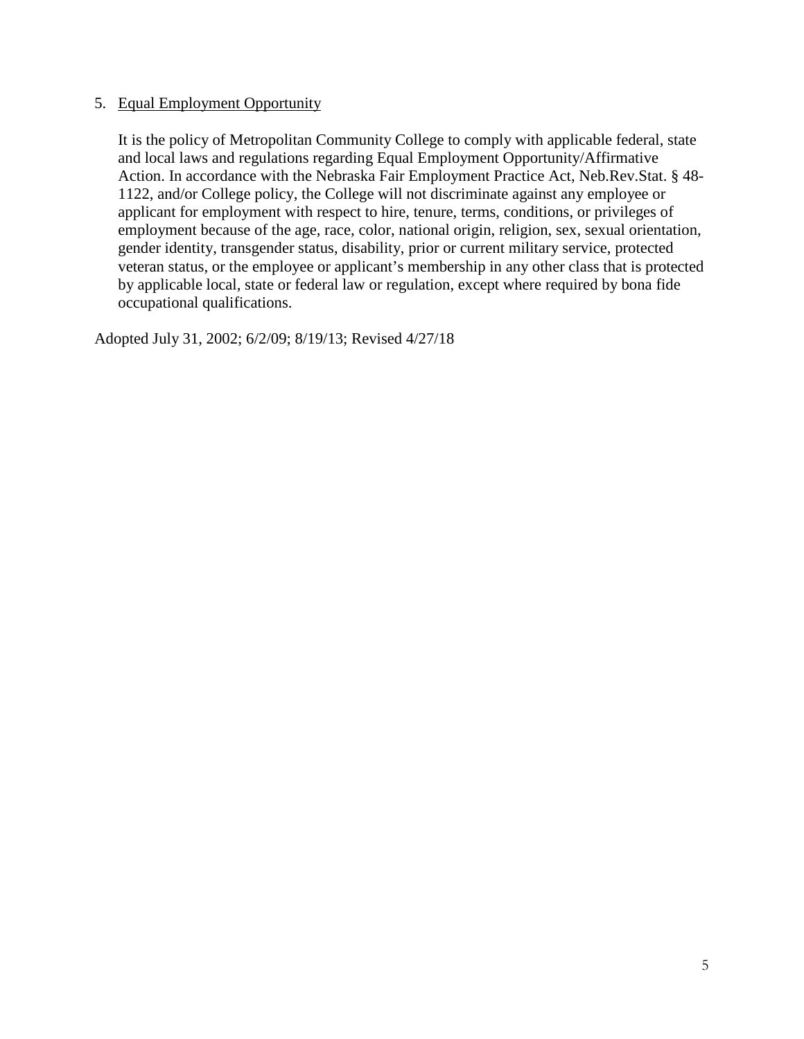5. Equal Employment Opportunity

   It is the policy of Metropolitan Community College to comply with applicable federal, state and local laws and regulations regarding Equal Employment Opportunity/Affirmative Action. In accordance with the Nebraska Fair Employment Practice Act, Neb.Rev.Stat. § 48-1122, and/or College policy, the College will not discriminate against any employee or applicant for employment with respect to hire, tenure, terms, conditions, or privileges of employment because of the age, race, color, national origin, religion, sex, sexual orientation, gender identity, transgender status, disability, prior or current military service, protected veteran status, or the employee or applicant's membership in any other class that is protected by applicable local, state or federal law or regulation, except where required by bona fide occupational qualifications.

Adopted July 31, 2002; 6/2/09; 8/19/13; Revised 4/27/18